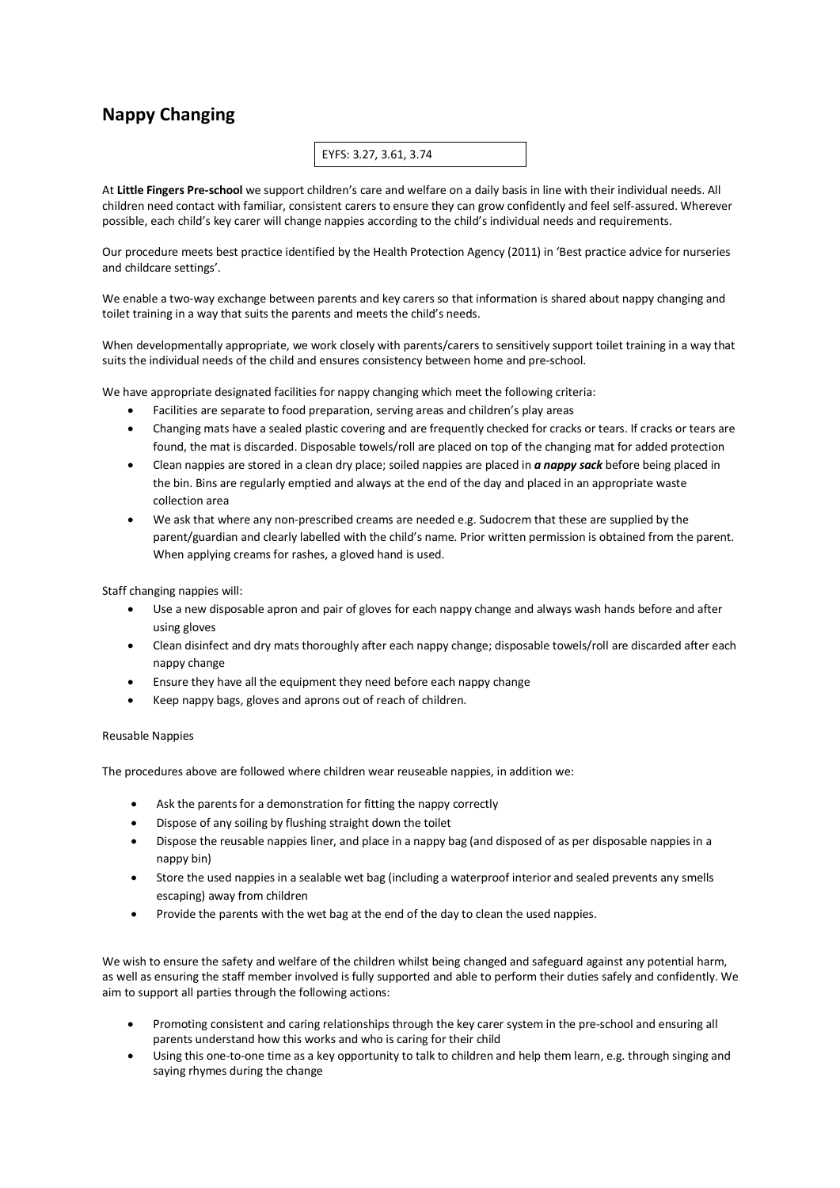# Nappy Changing

EYFS: 3.27, 3.61, 3.74

At **Little Fingers Pre-school** we support children's care and welfare on a daily basis in line with their individual needs. All children need contact with familiar, consistent carers to ensure they can grow confidently and feel self-assured. Wherever possible, each child's key carer will change nappies according to the child's individual needs and requirements.

Our procedure meets best practice identified by the Health Protection Agency (2011) in 'Best practice advice for nurseries and childcare settings'.

We enable a two-way exchange between parents and key carers so that information is shared about nappy changing and toilet training in a way that suits the parents and meets the child's needs.

When developmentally appropriate, we work closely with parents/carers to sensitively support toilet training in a way that suits the individual needs of the child and ensures consistency between home and pre-school.

We have appropriate designated facilities for nappy changing which meet the following criteria:

- Facilities are separate to food preparation, serving areas and children's play areas
- Changing mats have a sealed plastic covering and are frequently checked for cracks or tears. If cracks or tears are found, the mat is discarded. Disposable towels/roll are placed on top of the changing mat for added protection
- Clean nappies are stored in a clean dry place; soiled nappies are placed in ***a nappy sack*** before being placed in the bin. Bins are regularly emptied and always at the end of the day and placed in an appropriate waste collection area
- We ask that where any non-prescribed creams are needed e.g. Sudocrem that these are supplied by the parent/guardian and clearly labelled with the child's name. Prior written permission is obtained from the parent. When applying creams for rashes, a gloved hand is used.

Staff changing nappies will:

- Use a new disposable apron and pair of gloves for each nappy change and always wash hands before and after using gloves
- Clean disinfect and dry mats thoroughly after each nappy change; disposable towels/roll are discarded after each nappy change
- Ensure they have all the equipment they need before each nappy change
- Keep nappy bags, gloves and aprons out of reach of children.

Reusable Nappies

The procedures above are followed where children wear reuseable nappies, in addition we:

- Ask the parents for a demonstration for fitting the nappy correctly
- Dispose of any soiling by flushing straight down the toilet
- Dispose the reusable nappies liner, and place in a nappy bag (and disposed of as per disposable nappies in a nappy bin)
- Store the used nappies in a sealable wet bag (including a waterproof interior and sealed prevents any smells escaping) away from children
- Provide the parents with the wet bag at the end of the day to clean the used nappies.

We wish to ensure the safety and welfare of the children whilst being changed and safeguard against any potential harm, as well as ensuring the staff member involved is fully supported and able to perform their duties safely and confidently. We aim to support all parties through the following actions:

- Promoting consistent and caring relationships through the key carer system in the pre-school and ensuring all parents understand how this works and who is caring for their child
- Using this one-to-one time as a key opportunity to talk to children and help them learn, e.g. through singing and saying rhymes during the change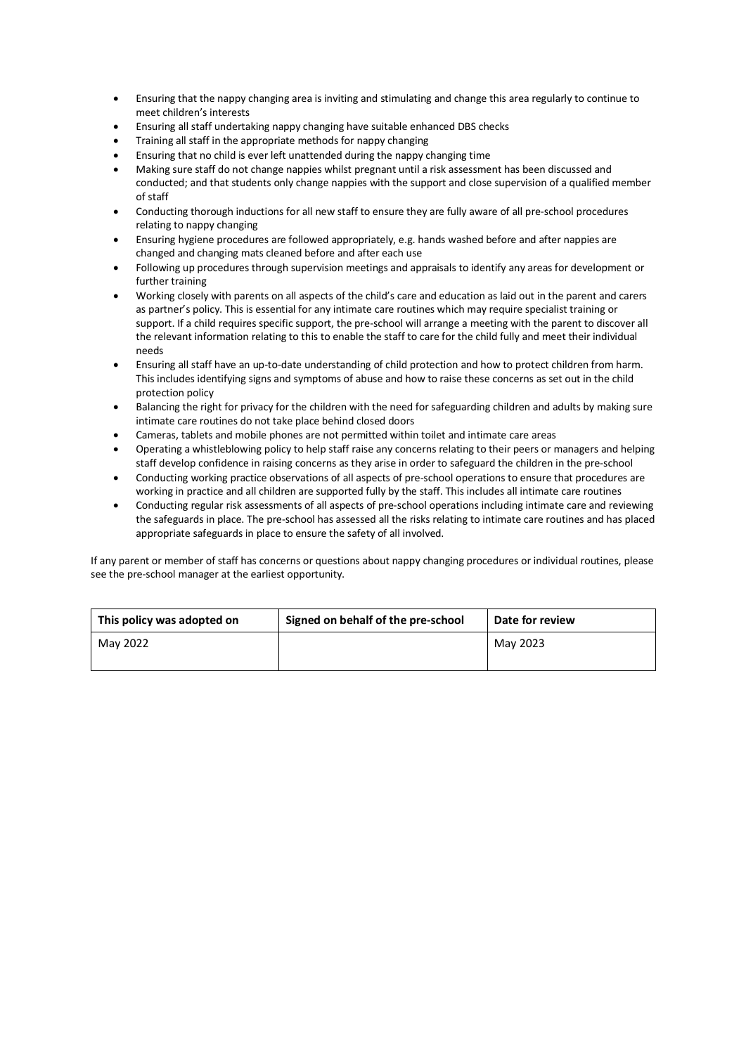- Ensuring that the nappy changing area is inviting and stimulating and change this area regularly to continue to meet children's interests
- Ensuring all staff undertaking nappy changing have suitable enhanced DBS checks
- Training all staff in the appropriate methods for nappy changing
- Ensuring that no child is ever left unattended during the nappy changing time
- Making sure staff do not change nappies whilst pregnant until a risk assessment has been discussed and conducted; and that students only change nappies with the support and close supervision of a qualified member of staff
- Conducting thorough inductions for all new staff to ensure they are fully aware of all pre-school procedures relating to nappy changing
- Ensuring hygiene procedures are followed appropriately, e.g. hands washed before and after nappies are changed and changing mats cleaned before and after each use
- Following up procedures through supervision meetings and appraisals to identify any areas for development or further training
- Working closely with parents on all aspects of the child's care and education as laid out in the parent and carers as partner's policy. This is essential for any intimate care routines which may require specialist training or support. If a child requires specific support, the pre-school will arrange a meeting with the parent to discover all the relevant information relating to this to enable the staff to care for the child fully and meet their individual needs
- Ensuring all staff have an up-to-date understanding of child protection and how to protect children from harm. This includes identifying signs and symptoms of abuse and how to raise these concerns as set out in the child protection policy
- Balancing the right for privacy for the children with the need for safeguarding children and adults by making sure intimate care routines do not take place behind closed doors
- Cameras, tablets and mobile phones are not permitted within toilet and intimate care areas
- Operating a whistleblowing policy to help staff raise any concerns relating to their peers or managers and helping staff develop confidence in raising concerns as they arise in order to safeguard the children in the pre-school
- Conducting working practice observations of all aspects of pre-school operations to ensure that procedures are working in practice and all children are supported fully by the staff. This includes all intimate care routines
- Conducting regular risk assessments of all aspects of pre-school operations including intimate care and reviewing the safeguards in place. The pre-school has assessed all the risks relating to intimate care routines and has placed appropriate safeguards in place to ensure the safety of all involved.

If any parent or member of staff has concerns or questions about nappy changing procedures or individual routines, please see the pre-school manager at the earliest opportunity.

| This policy was adopted on | Signed on behalf of the pre-school | Date for review |
|---|---|---|
| May 2022 | | May 2023 |